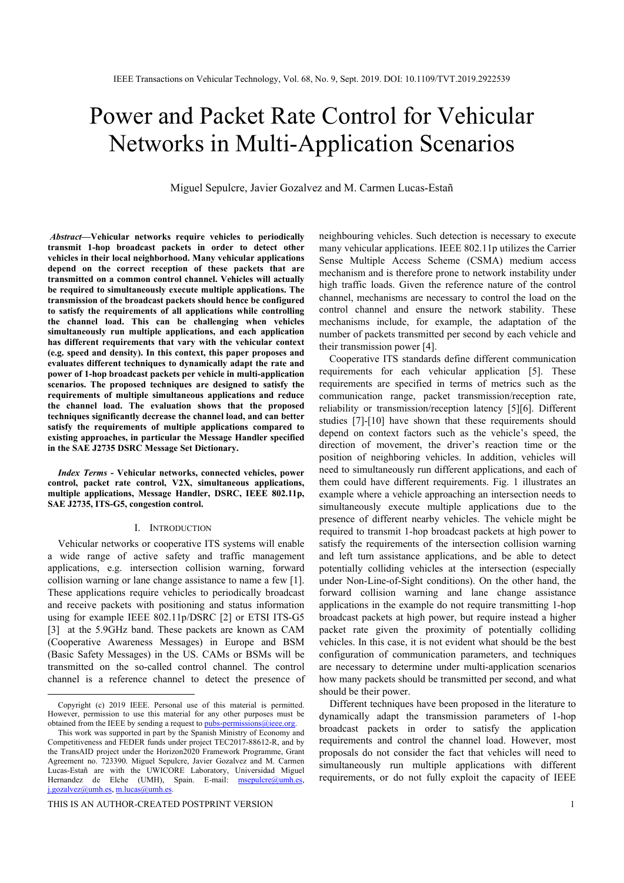# Power and Packet Rate Control for Vehicular Networks in Multi-Application Scenarios

Miguel Sepulcre, Javier Gozalvez and M. Carmen Lucas-Estañ

***Abstract*—Vehicular networks require vehicles to periodically transmit 1-hop broadcast packets in order to detect other vehicles in their local neighborhood. Many vehicular applications depend on the correct reception of these packets that are transmitted on a common control channel. Vehicles will actually be required to simultaneously execute multiple applications. The transmission of the broadcast packets should hence be configured to satisfy the requirements of all applications while controlling the channel load. This can be challenging when vehicles simultaneously run multiple applications, and each application has different requirements that vary with the vehicular context (e.g. speed and density). In this context, this paper proposes and evaluates different techniques to dynamically adapt the rate and power of 1-hop broadcast packets per vehicle in multi-application scenarios. The proposed techniques are designed to satisfy the requirements of multiple simultaneous applications and reduce the channel load. The evaluation shows that the proposed techniques significantly decrease the channel load, and can better satisfy the requirements of multiple applications compared to existing approaches, in particular the Message Handler specified in the SAE J2735 DSRC Message Set Dictionary.**

***Index Terms*** **- Vehicular networks, connected vehicles, power control, packet rate control, V2X, simultaneous applications, multiple applications, Message Handler, DSRC, IEEE 802.11p, SAE J2735, ITS-G5, congestion control.**

## I. Introduction

Vehicular networks or cooperative ITS systems will enable a wide range of active safety and traffic management applications, e.g. intersection collision warning, forward collision warning or lane change assistance to name a few [1]. These applications require vehicles to periodically broadcast and receive packets with positioning and status information using for example IEEE 802.11p/DSRC [2] or ETSI ITS-G5 [3] at the 5.9GHz band. These packets are known as CAM (Cooperative Awareness Messages) in Europe and BSM (Basic Safety Messages) in the US. CAMs or BSMs will be transmitted on the so-called control channel. The control channel is a reference channel to detect the presence of neighbouring vehicles. Such detection is necessary to execute many vehicular applications. IEEE 802.11p utilizes the Carrier Sense Multiple Access Scheme (CSMA) medium access mechanism and is therefore prone to network instability under high traffic loads. Given the reference nature of the control channel, mechanisms are necessary to control the load on the control channel and ensure the network stability. These mechanisms include, for example, the adaptation of the number of packets transmitted per second by each vehicle and their transmission power [4].

Cooperative ITS standards define different communication requirements for each vehicular application [5]. These requirements are specified in terms of metrics such as the communication range, packet transmission/reception rate, reliability or transmission/reception latency [5][6]. Different studies [7]-[10] have shown that these requirements should depend on context factors such as the vehicle's speed, the direction of movement, the driver's reaction time or the position of neighboring vehicles. In addition, vehicles will need to simultaneously run different applications, and each of them could have different requirements. Fig. 1 illustrates an example where a vehicle approaching an intersection needs to simultaneously execute multiple applications due to the presence of different nearby vehicles. The vehicle might be required to transmit 1-hop broadcast packets at high power to satisfy the requirements of the intersection collision warning and left turn assistance applications, and be able to detect potentially colliding vehicles at the intersection (especially under Non-Line-of-Sight conditions). On the other hand, the forward collision warning and lane change assistance applications in the example do not require transmitting 1-hop broadcast packets at high power, but require instead a higher packet rate given the proximity of potentially colliding vehicles. In this case, it is not evident what should be the best configuration of communication parameters, and techniques are necessary to determine under multi-application scenarios how many packets should be transmitted per second, and what should be their power.

Different techniques have been proposed in the literature to dynamically adapt the transmission parameters of 1-hop broadcast packets in order to satisfy the application requirements and control the channel load. However, most proposals do not consider the fact that vehicles will need to simultaneously run multiple applications with different requirements, or do not fully exploit the capacity of IEEE

---

Copyright (c) 2019 IEEE. Personal use of this material is permitted. However, permission to use this material for any other purposes must be obtained from the IEEE by sending a request to pubs-permissions@ieee.org.

This work was supported in part by the Spanish Ministry of Economy and Competitiveness and FEDER funds under project TEC2017-88612-R, and by the TransAID project under the Horizon2020 Framework Programme, Grant Agreement no. 723390. Miguel Sepulcre, Javier Gozalvez and M. Carmen Lucas-Estañ are with the UWICORE Laboratory, Universidad Miguel Hernandez de Elche (UMH), Spain. E-mail: msepulcre@umh.es, j.gozalvez@umh.es, m.lucas@umh.es.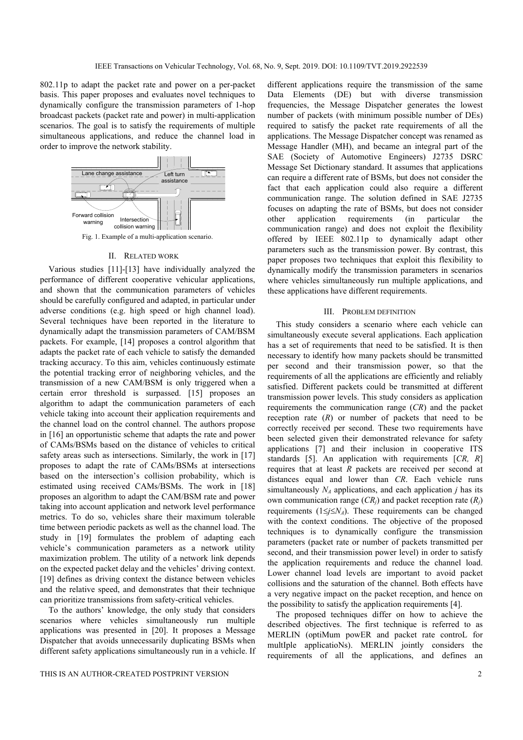802.11p to adapt the packet rate and power on a per-packet basis. This paper proposes and evaluates novel techniques to dynamically configure the transmission parameters of 1-hop broadcast packets (packet rate and power) in multi-application scenarios. The goal is to satisfy the requirements of multiple simultaneous applications, and reduce the channel load in order to improve the network stability.

Fig. 1. Example of a multi-application scenario.

## II. Related work

Various studies [11]-[13] have individually analyzed the performance of different cooperative vehicular applications, and shown that the communication parameters of vehicles should be carefully configured and adapted, in particular under adverse conditions (e.g. high speed or high channel load). Several techniques have been reported in the literature to dynamically adapt the transmission parameters of CAM/BSM packets. For example, [14] proposes a control algorithm that adapts the packet rate of each vehicle to satisfy the demanded tracking accuracy. To this aim, vehicles continuously estimate the potential tracking error of neighboring vehicles, and the transmission of a new CAM/BSM is only triggered when a certain error threshold is surpassed. [15] proposes an algorithm to adapt the communication parameters of each vehicle taking into account their application requirements and the channel load on the control channel. The authors propose in [16] an opportunistic scheme that adapts the rate and power of CAMs/BSMs based on the distance of vehicles to critical safety areas such as intersections. Similarly, the work in [17] proposes to adapt the rate of CAMs/BSMs at intersections based on the intersection's collision probability, which is estimated using received CAMs/BSMs. The work in [18] proposes an algorithm to adapt the CAM/BSM rate and power taking into account application and network level performance metrics. To do so, vehicles share their maximum tolerable time between periodic packets as well as the channel load. The study in [19] formulates the problem of adapting each vehicle's communication parameters as a network utility maximization problem. The utility of a network link depends on the expected packet delay and the vehicles' driving context. [19] defines as driving context the distance between vehicles and the relative speed, and demonstrates that their technique can prioritize transmissions from safety-critical vehicles.

To the authors' knowledge, the only study that considers scenarios where vehicles simultaneously run multiple applications was presented in [20]. It proposes a Message Dispatcher that avoids unnecessarily duplicating BSMs when different safety applications simultaneously run in a vehicle. If different applications require the transmission of the same Data Elements (DE) but with diverse transmission frequencies, the Message Dispatcher generates the lowest number of packets (with minimum possible number of DEs) required to satisfy the packet rate requirements of all the applications. The Message Dispatcher concept was renamed as Message Handler (MH), and became an integral part of the SAE (Society of Automotive Engineers) J2735 DSRC Message Set Dictionary standard. It assumes that applications can require a different rate of BSMs, but does not consider the fact that each application could also require a different communication range. The solution defined in SAE J2735 focuses on adapting the rate of BSMs, but does not consider other application requirements (in particular the communication range) and does not exploit the flexibility offered by IEEE 802.11p to dynamically adapt other parameters such as the transmission power. By contrast, this paper proposes two techniques that exploit this flexibility to dynamically modify the transmission parameters in scenarios where vehicles simultaneously run multiple applications, and these applications have different requirements.

## III. Problem definition

This study considers a scenario where each vehicle can simultaneously execute several applications. Each application has a set of requirements that need to be satisfied. It is then necessary to identify how many packets should be transmitted per second and their transmission power, so that the requirements of all the applications are efficiently and reliably satisfied. Different packets could be transmitted at different transmission power levels. This study considers as application requirements the communication range ($CR$) and the packet reception rate ($R$) or number of packets that need to be correctly received per second. These two requirements have been selected given their demonstrated relevance for safety applications [7] and their inclusion in cooperative ITS standards [5]. An application with requirements [$CR$, $R$] requires that at least $R$ packets are received per second at distances equal and lower than $CR$. Each vehicle runs simultaneously $N_A$ applications, and each application $j$ has its own communication range ($CR_j$) and packet reception rate ($R_j$) requirements ($1 \leq j \leq N_A$). These requirements can be changed with the context conditions. The objective of the proposed techniques is to dynamically configure the transmission parameters (packet rate or number of packets transmitted per second, and their transmission power level) in order to satisfy the application requirements and reduce the channel load. Lower channel load levels are important to avoid packet collisions and the saturation of the channel. Both effects have a very negative impact on the packet reception, and hence on the possibility to satisfy the application requirements [4].

The proposed techniques differ on how to achieve the described objectives. The first technique is referred to as MERLIN (optiMum powER and packet rate controL for multIple applicatioNs). MERLIN jointly considers the requirements of all the applications, and defines an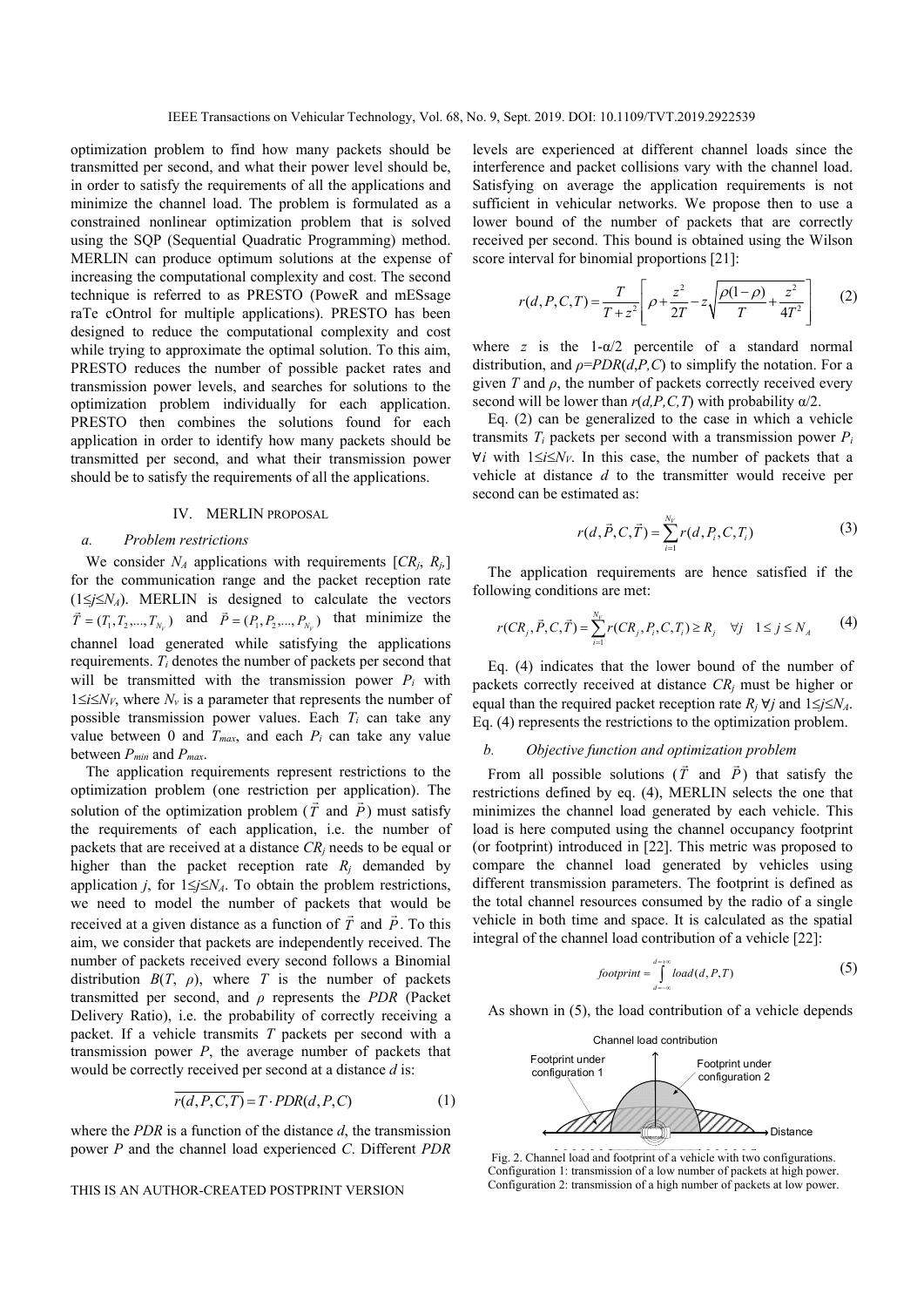optimization problem to find how many packets should be transmitted per second, and what their power level should be, in order to satisfy the requirements of all the applications and minimize the channel load. The problem is formulated as a constrained nonlinear optimization problem that is solved using the SQP (Sequential Quadratic Programming) method. MERLIN can produce optimum solutions at the expense of increasing the computational complexity and cost. The second technique is referred to as PRESTO (PoweR and mESsage raTe cOntrol for multiple applications). PRESTO has been designed to reduce the computational complexity and cost while trying to approximate the optimal solution. To this aim, PRESTO reduces the number of possible packet rates and transmission power levels, and searches for solutions to the optimization problem individually for each application. PRESTO then combines the solutions found for each application in order to identify how many packets should be transmitted per second, and what their transmission power should be to satisfy the requirements of all the applications.

## IV. MERLIN PROPOSAL

### a. Problem restrictions

We consider $N_A$ applications with requirements [$CR_j$, $R_j$,] for the communication range and the packet reception rate ($1 \leq j \leq N_A$). MERLIN is designed to calculate the vectors $\vec{T} = (T_1, T_2, ..., T_{N_V})$ and $\vec{P} = (P_1, P_2, ..., P_{N_V})$ that minimize the channel load generated while satisfying the applications requirements. $T_i$ denotes the number of packets per second that will be transmitted with the transmission power $P_i$ with $1 \leq i \leq N_V$, where $N_v$ is a parameter that represents the number of possible transmission power values. Each $T_i$ can take any value between 0 and $T_{max}$, and each $P_i$ can take any value between $P_{min}$ and $P_{max}$.

The application requirements represent restrictions to the optimization problem (one restriction per application). The solution of the optimization problem ($\vec{T}$ and $\vec{P}$) must satisfy the requirements of each application, i.e. the number of packets that are received at a distance $CR_j$ needs to be equal or higher than the packet reception rate $R_j$ demanded by application $j$, for $1 \leq j \leq N_A$. To obtain the problem restrictions, we need to model the number of packets that would be received at a given distance as a function of $\vec{T}$ and $\vec{P}$. To this aim, we consider that packets are independently received. The number of packets received every second follows a Binomial distribution $B(T, \rho)$, where $T$ is the number of packets transmitted per second, and $\rho$ represents the *PDR* (Packet Delivery Ratio), i.e. the probability of correctly receiving a packet. If a vehicle transmits $T$ packets per second with a transmission power $P$, the average number of packets that would be correctly received per second at a distance $d$ is:

$$\overline{r(d,P,C,T)} = T \cdot PDR(d,P,C) \qquad (1)$$

where the *PDR* is a function of the distance $d$, the transmission power $P$ and the channel load experienced $C$. Different *PDR* levels are experienced at different channel loads since the interference and packet collisions vary with the channel load. Satisfying on average the application requirements is not sufficient in vehicular networks. We propose then to use a lower bound of the number of packets that are correctly received per second. This bound is obtained using the Wilson score interval for binomial proportions [21]:

$$r(d,P,C,T) = \frac{T}{T+z^2}\left[\rho + \frac{z^2}{2T} - z\sqrt{\frac{\rho(1-\rho)}{T} + \frac{z^2}{4T^2}}\right] \qquad (2)$$

where $z$ is the 1-α/2 percentile of a standard normal distribution, and $\rho = PDR(d,P,C)$ to simplify the notation. For a given $T$ and $\rho$, the number of packets correctly received every second will be lower than $r(d,P,C,T)$ with probability α/2.

Eq. (2) can be generalized to the case in which a vehicle transmits $T_i$ packets per second with a transmission power $P_i$ $\forall i$ with $1 \leq i \leq N_V$. In this case, the number of packets that a vehicle at distance $d$ to the transmitter would receive per second can be estimated as:

$$r(d,\vec{P},C,\vec{T}) = \sum_{i=1}^{N_V} r(d,P_i,C,T_i) \qquad (3)$$

The application requirements are hence satisfied if the following conditions are met:

$$r(CR_j,\vec{P},C,\vec{T}) = \sum_{i=1}^{N_V} r(CR_j,P_i,C,T_i) \geq R_j \quad \forall j \quad 1 \leq j \leq N_A \qquad (4)$$

Eq. (4) indicates that the lower bound of the number of packets correctly received at distance $CR_j$ must be higher or equal than the required packet reception rate $R_j$ $\forall j$ and $1 \leq j \leq N_A$. Eq. (4) represents the restrictions to the optimization problem.

### b. Objective function and optimization problem

From all possible solutions ($\vec{T}$ and $\vec{P}$) that satisfy the restrictions defined by eq. (4), MERLIN selects the one that minimizes the channel load generated by each vehicle. This load is here computed using the channel occupancy footprint (or footprint) introduced in [22]. This metric was proposed to compare the channel load generated by vehicles using different transmission parameters. The footprint is defined as the total channel resources consumed by the radio of a single vehicle in both time and space. It is calculated as the spatial integral of the channel load contribution of a vehicle [22]:

$$footprint = \int_{d=-\infty}^{d=+\infty} load(d,P,T) \qquad (5)$$

As shown in (5), the load contribution of a vehicle depends

Fig. 2. Channel load and footprint of a vehicle with two configurations. Configuration 1: transmission of a low number of packets at high power. Configuration 2: transmission of a high number of packets at low power.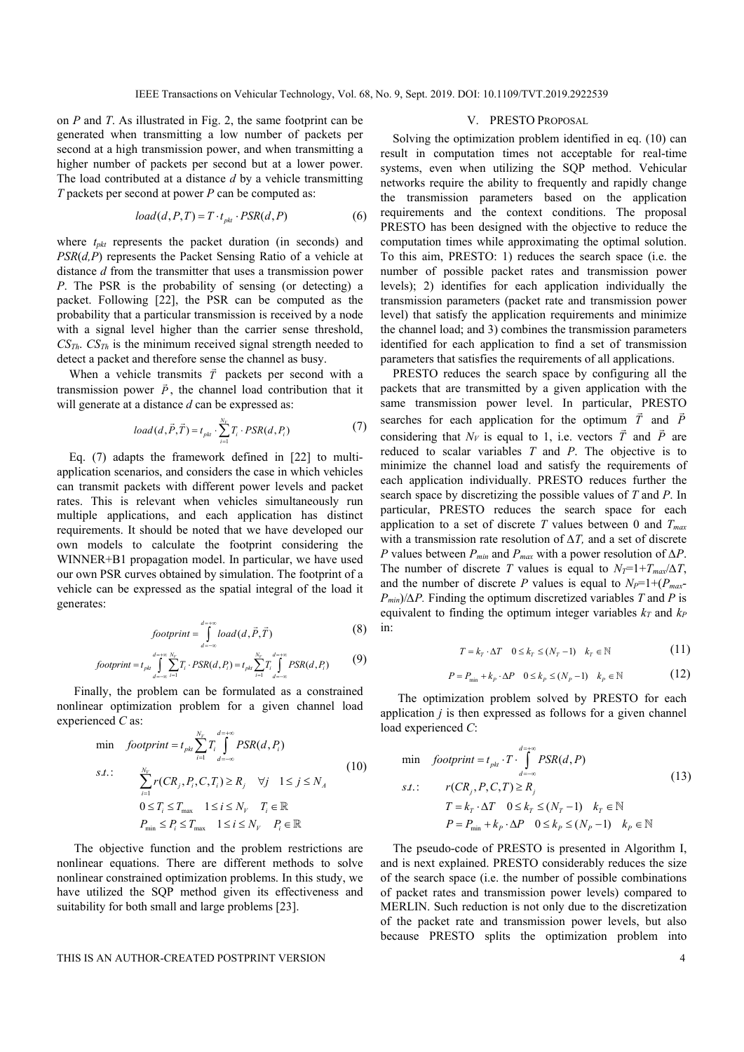on $P$ and $T$. As illustrated in Fig. 2, the same footprint can be generated when transmitting a low number of packets per second at a high transmission power, and when transmitting a higher number of packets per second but at a lower power. The load contributed at a distance $d$ by a vehicle transmitting $T$ packets per second at power $P$ can be computed as:

$$load(d,P,T) = T \cdot t_{pkt} \cdot PSR(d,P) \tag{6}$$

where $t_{pkt}$ represents the packet duration (in seconds) and $PSR(d,P)$ represents the Packet Sensing Ratio of a vehicle at distance $d$ from the transmitter that uses a transmission power $P$. The PSR is the probability of sensing (or detecting) a packet. Following [22], the PSR can be computed as the probability that a particular transmission is received by a node with a signal level higher than the carrier sense threshold, $CS_{Th}$. $CS_{Th}$ is the minimum received signal strength needed to detect a packet and therefore sense the channel as busy.

When a vehicle transmits $\vec{T}$ packets per second with a transmission power $\vec{P}$, the channel load contribution that it will generate at a distance $d$ can be expressed as:

$$load(d,\vec{P},\vec{T}) = t_{pkt} \cdot \sum_{i=1}^{N_V} T_i \cdot PSR(d,P_i) \tag{7}$$

Eq. (7) adapts the framework defined in [22] to multi-application scenarios, and considers the case in which vehicles can transmit packets with different power levels and packet rates. This is relevant when vehicles simultaneously run multiple applications, and each application has distinct requirements. It should be noted that we have developed our own models to calculate the footprint considering the WINNER+B1 propagation model. In particular, we have used our own PSR curves obtained by simulation. The footprint of a vehicle can be expressed as the spatial integral of the load it generates:

$$footprint = \int_{d=-\infty}^{d=+\infty} load(d,\vec{P},\vec{T}) \tag{8}$$

$$footprint = t_{pkt} \int_{d=-\infty}^{d=+\infty} \sum_{i=1}^{N_V} T_i \cdot PSR(d,P_i) = t_{pkt} \sum_{i=1}^{N_V} T_i \int_{d=-\infty}^{d=+\infty} PSR(d,P_i) \tag{9}$$

Finally, the problem can be formulated as a constrained nonlinear optimization problem for a given channel load experienced $C$ as:

$$\begin{aligned}
\min \quad & footprint = t_{pkt} \sum_{i=1}^{N_V} T_i \int_{d=-\infty}^{d=+\infty} PSR(d,P_i) \\
s.t.: \quad & \sum_{i=1}^{N_V} r(CR_j, P_i, C, T_i) \geq R_j \quad \forall j \quad 1 \leq j \leq N_A \\
& 0 \leq T_i \leq T_{max} \quad 1 \leq i \leq N_V \quad T_i \in \mathbb{R} \\
& P_{min} \leq P_i \leq T_{max} \quad 1 \leq i \leq N_V \quad P_i \in \mathbb{R}
\end{aligned} \tag{10}$$

The objective function and the problem restrictions are nonlinear equations. There are different methods to solve nonlinear constrained optimization problems. In this study, we have utilized the SQP method given its effectiveness and suitability for both small and large problems [23].

## V. PRESTO PROPOSAL

Solving the optimization problem identified in eq. (10) can result in computation times not acceptable for real-time systems, even when utilizing the SQP method. Vehicular networks require the ability to frequently and rapidly change the transmission parameters based on the application requirements and the context conditions. The proposal PRESTO has been designed with the objective to reduce the computation times while approximating the optimal solution. To this aim, PRESTO: 1) reduces the search space (i.e. the number of possible packet rates and transmission power levels); 2) identifies for each application individually the transmission parameters (packet rate and transmission power level) that satisfy the application requirements and minimize the channel load; and 3) combines the transmission parameters identified for each application to find a set of transmission parameters that satisfies the requirements of all applications.

PRESTO reduces the search space by configuring all the packets that are transmitted by a given application with the same transmission power level. In particular, PRESTO searches for each application for the optimum $\vec{T}$ and $\vec{P}$ considering that $N_V$ is equal to 1, i.e. vectors $\vec{T}$ and $\vec{P}$ are reduced to scalar variables $T$ and $P$. The objective is to minimize the channel load and satisfy the requirements of each application individually. PRESTO reduces further the search space by discretizing the possible values of $T$ and $P$. In particular, PRESTO reduces the search space for each application to a set of discrete $T$ values between 0 and $T_{max}$ with a transmission rate resolution of $\Delta T$, and a set of discrete $P$ values between $P_{min}$ and $P_{max}$ with a power resolution of $\Delta P$. The number of discrete $T$ values is equal to $N_T$=1+$T_{max}/\Delta T$, and the number of discrete $P$ values is equal to $N_P$=1+($P_{max}$-$P_{min}$)/$\Delta P$. Finding the optimum discretized variables $T$ and $P$ is equivalent to finding the optimum integer variables $k_T$ and $k_P$ in:

$$T = k_T \cdot \Delta T \quad 0 \leq k_T \leq (N_T - 1) \quad k_T \in \mathbb{N} \tag{11}$$

$$P = P_{min} + k_P \cdot \Delta P \quad 0 \leq k_P \leq (N_P - 1) \quad k_P \in \mathbb{N} \tag{12}$$

The optimization problem solved by PRESTO for each application $j$ is then expressed as follows for a given channel load experienced $C$:

$$\begin{aligned}
\min \quad & footprint = t_{pkt} \cdot T \cdot \int_{d=-\infty}^{d=+\infty} PSR(d,P) \\
s.t.: \quad & r(CR_j, P, C, T) \geq R_j \\
& T = k_T \cdot \Delta T \quad 0 \leq k_T \leq (N_T - 1) \quad k_T \in \mathbb{N} \\
& P = P_{min} + k_P \cdot \Delta P \quad 0 \leq k_P \leq (N_P - 1) \quad k_P \in \mathbb{N}
\end{aligned} \tag{13}$$

The pseudo-code of PRESTO is presented in Algorithm I, and is next explained. PRESTO considerably reduces the size of the search space (i.e. the number of possible combinations of packet rates and transmission power levels) compared to MERLIN. Such reduction is not only due to the discretization of the packet rate and transmission power levels, but also because PRESTO splits the optimization problem into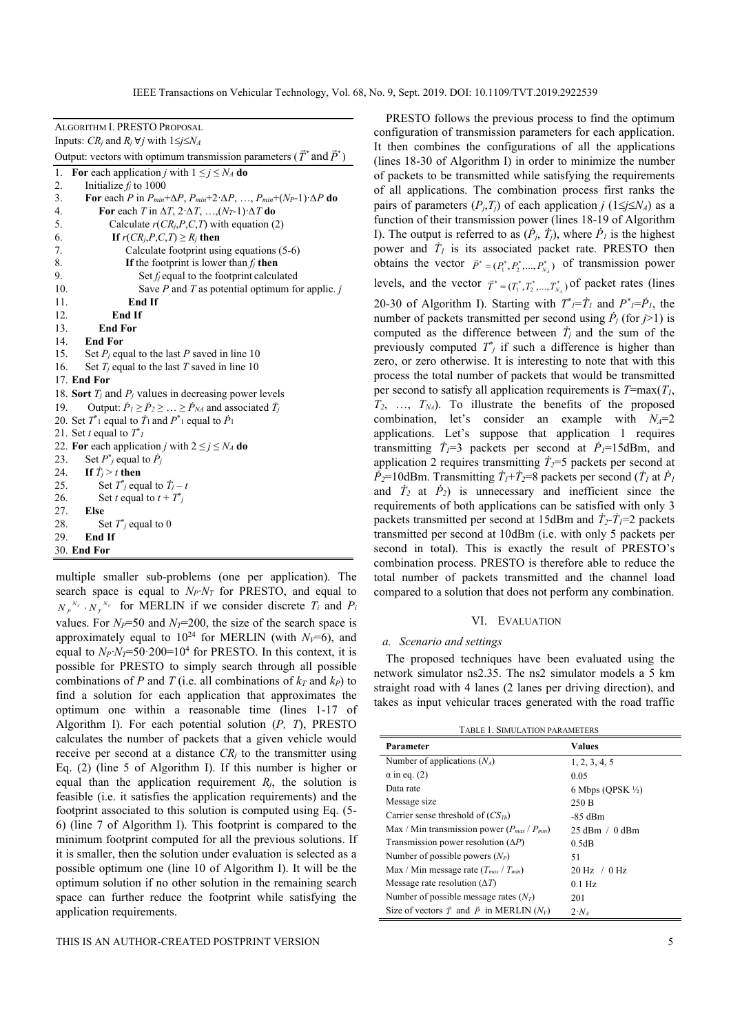ALGORITHM I. PRESTO PROPOSAL

Inputs: $CR_j$ and $R_j$ $\forall j$ with $1 \le j \le N_A$

Output: vectors with optimum transmission parameters ($\vec{T}^*$ and $\vec{P}^*$)

```
1.  For each application j with 1 ≤ j ≤ N_A do
2.      Initialize f_j to 1000
3.      For each P in P_min+ΔP, P_min+2·ΔP, …, P_min+(N_P-1)·ΔP do
4.          For each T in ΔT, 2·ΔT, …,(N_T-1)·ΔT do
5.              Calculate r(CR_j,P,C,T) with equation (2)
6.              If r(CR_j,P,C,T) ≥ R_j then
7.                  Calculate footprint using equations (5-6)
8.                  If the footprint is lower than f_j then
9.                      Set f_j equal to the footprint calculated
10.                     Save P and T as potential optimum for applic. j
11.                 End If
12.             End If
13.         End For
14.     End For
15.     Set P_j equal to the last P saved in line 10
16.     Set T_j equal to the last T saved in line 10
17. End For
18. Sort T_j and P_j values in decreasing power levels
19.     Output: Ṗ_1 ≥ Ṗ_2 ≥ … ≥ Ṗ_NA and associated Ṫ_j
20. Set T*_1 equal to Ṫ_1 and P*_1 equal to Ṗ_1
21. Set t equal to T*_1
22. For each application j with 2 ≤ j ≤ N_A do
23.     Set P*_j equal to Ṗ_j
24.     If Ṫ_j > t then
25.         Set T*_j equal to Ṫ_j – t
26.         Set t equal to t + T*_j
27.     Else
28.         Set T*_j equal to 0
29.     End If
30. End For
```

multiple smaller sub-problems (one per application). The search space is equal to $N_P \cdot N_T$ for PRESTO, and equal to $N_P^{\ N_V} \cdot N_T^{\ N_V}$ for MERLIN if we consider discrete $T_i$ and $P_i$ values. For $N_P$=50 and $N_T$=200, the size of the search space is approximately equal to $10^{24}$ for MERLIN (with $N_V$=6), and equal to $N_P \cdot N_T$=50·200=$10^4$ for PRESTO. In this context, it is possible for PRESTO to simply search through all possible combinations of $P$ and $T$ (i.e. all combinations of $k_T$ and $k_P$) to find a solution for each application that approximates the optimum one within a reasonable time (lines 1-17 of Algorithm I). For each potential solution ($P$, $T$), PRESTO calculates the number of packets that a given vehicle would receive per second at a distance $CR_j$ to the transmitter using Eq. (2) (line 5 of Algorithm I). If this number is higher or equal than the application requirement $R_j$, the solution is feasible (i.e. it satisfies the application requirements) and the footprint associated to this solution is computed using Eq. (5-6) (line 7 of Algorithm I). This footprint is compared to the minimum footprint computed for all the previous solutions. If it is smaller, then the solution under evaluation is selected as a possible optimum one (line 10 of Algorithm I). It will be the optimum solution if no other solution in the remaining search space can further reduce the footprint while satisfying the application requirements.

PRESTO follows the previous process to find the optimum configuration of transmission parameters for each application. It then combines the configurations of all the applications (lines 18-30 of Algorithm I) in order to minimize the number of packets to be transmitted while satisfying the requirements of all applications. The combination process first ranks the pairs of parameters ($P_j$,$T_j$) of each application $j$ ($1 \le j \le N_A$) as a function of their transmission power (lines 18-19 of Algorithm I). The output is referred to as ($\dot{P}_j$, $\dot{T}_j$), where $\dot{P}_1$ is the highest power and $\dot{T}_1$ is its associated packet rate. PRESTO then obtains the vector $\vec{P}^* = (P_1^*, P_2^*, \ldots, P_{N_A}^*)$ of transmission power levels, and the vector $\vec{T}^* = (T_1^*, T_2^*, \ldots, T_{N_A}^*)$ of packet rates (lines 20-30 of Algorithm I). Starting with $T^*_1$=$\dot{T}_1$ and $P^*_1$=$\dot{P}_1$, the number of packets transmitted per second using $\dot{P}_j$ (for $j$>1) is computed as the difference between $\dot{T}_j$ and the sum of the previously computed $T^*_j$ if such a difference is higher than zero, or zero otherwise. It is interesting to note that with this process the total number of packets that would be transmitted per second to satisfy all application requirements is $T$=max($T_1$, $T_2$, …, $T_{N_A}$). To illustrate the benefits of the proposed combination, let's consider an example with $N_A$=2 applications. Let's suppose that application 1 requires transmitting $\dot{T}_1$=3 packets per second at $\dot{P}_1$=15dBm, and application 2 requires transmitting $\dot{T}_2$=5 packets per second at $\dot{P}_2$=10dBm. Transmitting $\dot{T}_1$+$\dot{T}_2$=8 packets per second ($\dot{T}_1$ at $\dot{P}_1$ and $\dot{T}_2$ at $\dot{P}_2$) is unnecessary and inefficient since the requirements of both applications can be satisfied with only 3 packets transmitted per second at 15dBm and $\dot{T}_2$-$\dot{T}_1$=2 packets transmitted per second at 10dBm (i.e. with only 5 packets per second in total). This is exactly the result of PRESTO's combination process. PRESTO is therefore able to reduce the total number of packets transmitted and the channel load compared to a solution that does not perform any combination.

## VI. EVALUATION

### a. Scenario and settings

The proposed techniques have been evaluated using the network simulator ns2.35. The ns2 simulator models a 5 km straight road with 4 lanes (2 lanes per driving direction), and takes as input vehicular traces generated with the road traffic

TABLE 1. SIMULATION PARAMETERS

| Parameter | Values |
|---|---|
| Number of applications ($N_A$) | 1, 2, 3, 4, 5 |
| α in eq. (2) | 0.05 |
| Data rate | 6 Mbps (QPSK ½) |
| Message size | 250 B |
| Carrier sense threshold of ($CS_{Th}$) | -85 dBm |
| Max / Min transmission power ($P_{max}$ / $P_{min}$) | 25 dBm / 0 dBm |
| Transmission power resolution (Δ$P$) | 0.5dB |
| Number of possible powers ($N_P$) | 51 |
| Max / Min message rate ($T_{max}$ / $T_{min}$) | 20 Hz / 0 Hz |
| Message rate resolution (Δ$T$) | 0.1 Hz |
| Number of possible message rates ($N_T$) | 201 |
| Size of vectors $\vec{T}$ and $\vec{P}$ in MERLIN ($N_V$) | 2·$N_A$ |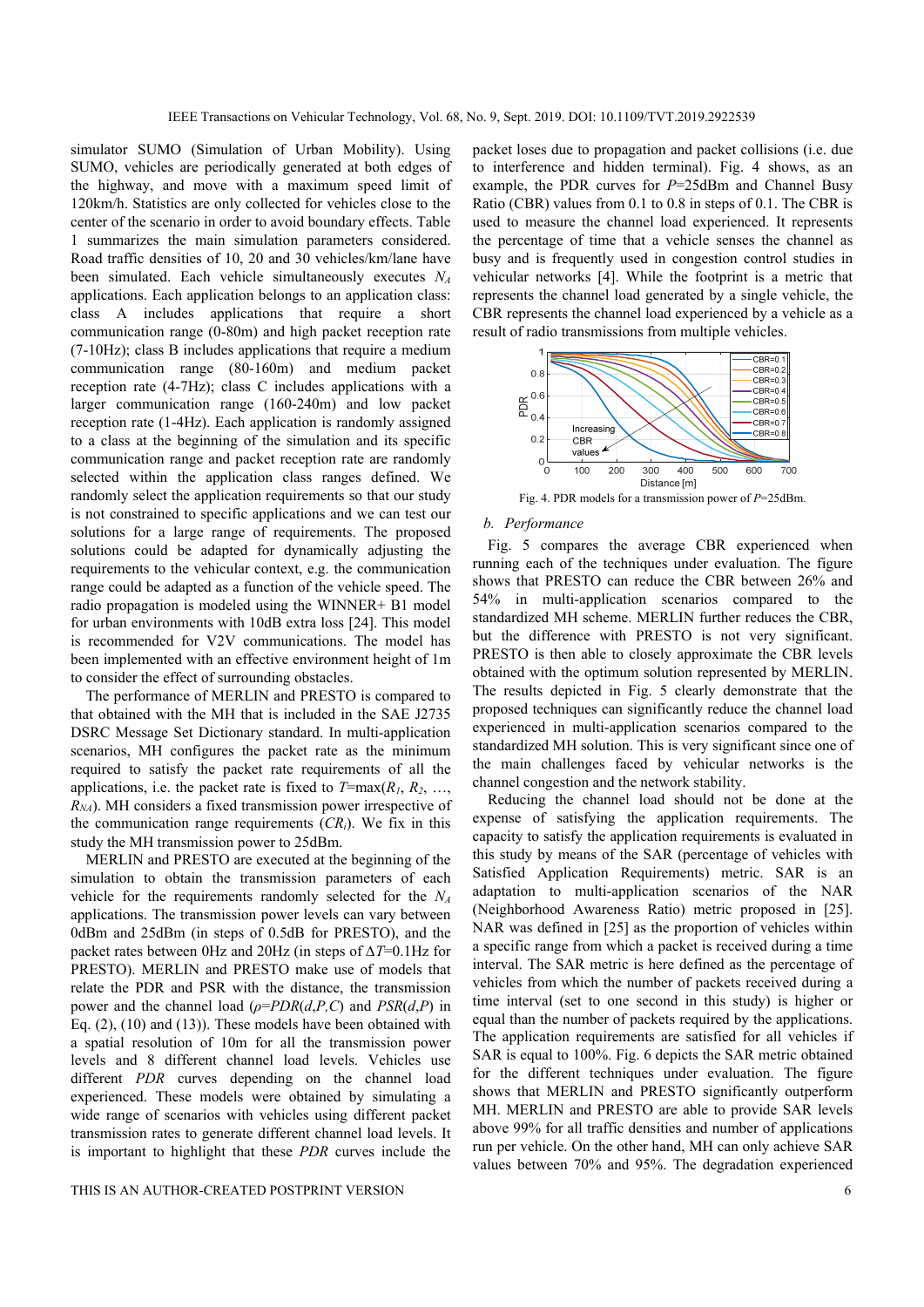simulator SUMO (Simulation of Urban Mobility). Using SUMO, vehicles are periodically generated at both edges of the highway, and move with a maximum speed limit of 120km/h. Statistics are only collected for vehicles close to the center of the scenario in order to avoid boundary effects. Table 1 summarizes the main simulation parameters considered. Road traffic densities of 10, 20 and 30 vehicles/km/lane have been simulated. Each vehicle simultaneously executes $N_A$ applications. Each application belongs to an application class: class A includes applications that require a short communication range (0-80m) and high packet reception rate (7-10Hz); class B includes applications that require a medium communication range (80-160m) and medium packet reception rate (4-7Hz); class C includes applications with a larger communication range (160-240m) and low packet reception rate (1-4Hz). Each application is randomly assigned to a class at the beginning of the simulation and its specific communication range and packet reception rate are randomly selected within the application class ranges defined. We randomly select the application requirements so that our study is not constrained to specific applications and we can test our solutions for a large range of requirements. The proposed solutions could be adapted for dynamically adjusting the requirements to the vehicular context, e.g. the communication range could be adapted as a function of the vehicle speed. The radio propagation is modeled using the WINNER+ B1 model for urban environments with 10dB extra loss [24]. This model is recommended for V2V communications. The model has been implemented with an effective environment height of 1m to consider the effect of surrounding obstacles.

The performance of MERLIN and PRESTO is compared to that obtained with the MH that is included in the SAE J2735 DSRC Message Set Dictionary standard. In multi-application scenarios, MH configures the packet rate as the minimum required to satisfy the packet rate requirements of all the applications, i.e. the packet rate is fixed to $T$=max($R_1$, $R_2$, …, $R_{NA}$). MH considers a fixed transmission power irrespective of the communication range requirements ($CR_i$). We fix in this study the MH transmission power to 25dBm.

MERLIN and PRESTO are executed at the beginning of the simulation to obtain the transmission parameters of each vehicle for the requirements randomly selected for the $N_A$ applications. The transmission power levels can vary between 0dBm and 25dBm (in steps of 0.5dB for PRESTO), and the packet rates between 0Hz and 20Hz (in steps of $\Delta T$=0.1Hz for PRESTO). MERLIN and PRESTO make use of models that relate the PDR and PSR with the distance, the transmission power and the channel load ($\rho$=$PDR$($d$,$P$,$C$) and $PSR$($d$,$P$) in Eq. (2), (10) and (13)). These models have been obtained with a spatial resolution of 10m for all the transmission power levels and 8 different channel load levels. Vehicles use different *PDR* curves depending on the channel load experienced. These models were obtained by simulating a wide range of scenarios with vehicles using different packet transmission rates to generate different channel load levels. It is important to highlight that these *PDR* curves include the packet loses due to propagation and packet collisions (i.e. due to interference and hidden terminal). Fig. 4 shows, as an example, the PDR curves for $P$=25dBm and Channel Busy Ratio (CBR) values from 0.1 to 0.8 in steps of 0.1. The CBR is used to measure the channel load experienced. It represents the percentage of time that a vehicle senses the channel as busy and is frequently used in congestion control studies in vehicular networks [4]. While the footprint is a metric that represents the channel load generated by a single vehicle, the CBR represents the channel load experienced by a vehicle as a result of radio transmissions from multiple vehicles.

Fig. 4. PDR models for a transmission power of $P$=25dBm.

### b. Performance

Fig. 5 compares the average CBR experienced when running each of the techniques under evaluation. The figure shows that PRESTO can reduce the CBR between 26% and 54% in multi-application scenarios compared to the standardized MH scheme. MERLIN further reduces the CBR, but the difference with PRESTO is not very significant. PRESTO is then able to closely approximate the CBR levels obtained with the optimum solution represented by MERLIN. The results depicted in Fig. 5 clearly demonstrate that the proposed techniques can significantly reduce the channel load experienced in multi-application scenarios compared to the standardized MH solution. This is very significant since one of the main challenges faced by vehicular networks is the channel congestion and the network stability.

Reducing the channel load should not be done at the expense of satisfying the application requirements. The capacity to satisfy the application requirements is evaluated in this study by means of the SAR (percentage of vehicles with Satisfied Application Requirements) metric. SAR is an adaptation to multi-application scenarios of the NAR (Neighborhood Awareness Ratio) metric proposed in [25]. NAR was defined in [25] as the proportion of vehicles within a specific range from which a packet is received during a time interval. The SAR metric is here defined as the percentage of vehicles from which the number of packets received during a time interval (set to one second in this study) is higher or equal than the number of packets required by the applications. The application requirements are satisfied for all vehicles if SAR is equal to 100%. Fig. 6 depicts the SAR metric obtained for the different techniques under evaluation. The figure shows that MERLIN and PRESTO significantly outperform MH. MERLIN and PRESTO are able to provide SAR levels above 99% for all traffic densities and number of applications run per vehicle. On the other hand, MH can only achieve SAR values between 70% and 95%. The degradation experienced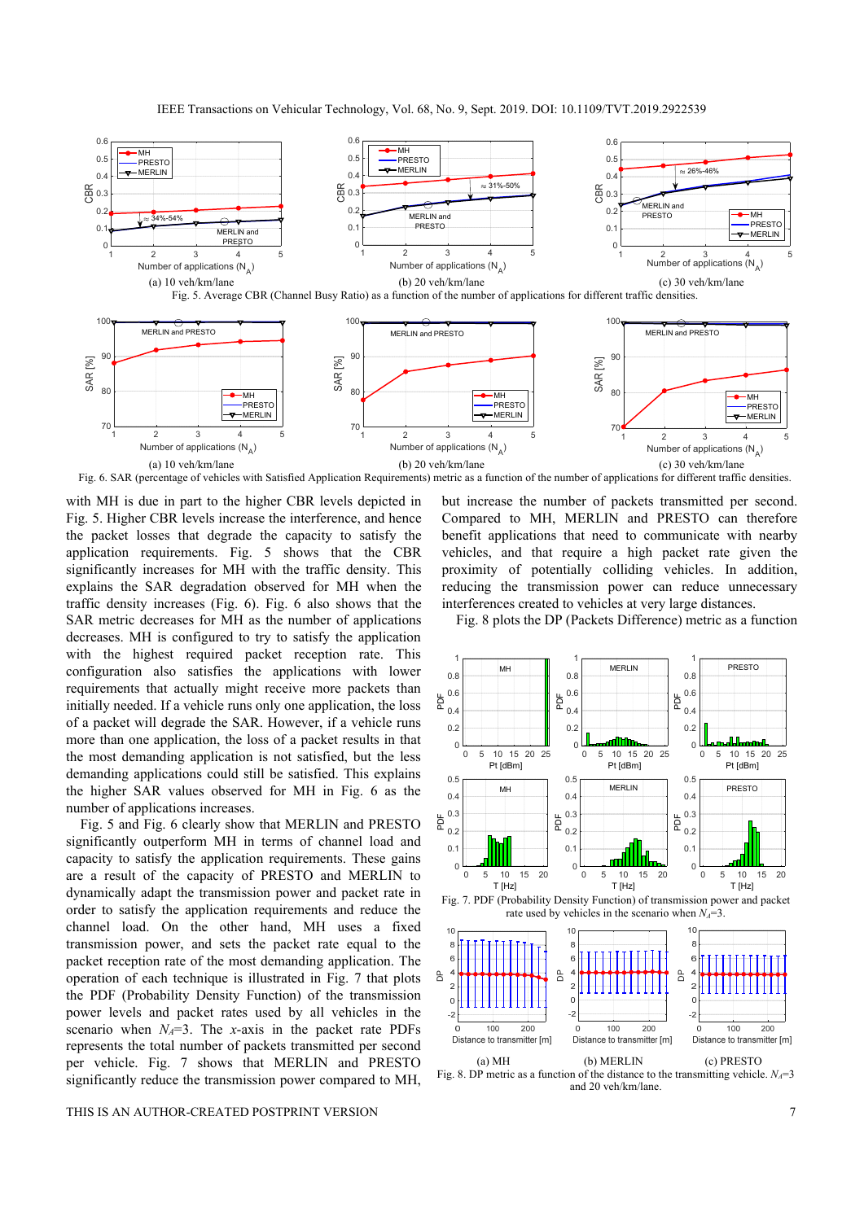Fig. 5. Average CBR (Channel Busy Ratio) as a function of the number of applications for different traffic densities.

Fig. 6. SAR (percentage of vehicles with Satisfied Application Requirements) metric as a function of the number of applications for different traffic densities.

with MH is due in part to the higher CBR levels depicted in Fig. 5. Higher CBR levels increase the interference, and hence the packet losses that degrade the capacity to satisfy the application requirements. Fig. 5 shows that the CBR significantly increases for MH with the traffic density. This explains the SAR degradation observed for MH when the traffic density increases (Fig. 6). Fig. 6 also shows that the SAR metric decreases for MH as the number of applications decreases. MH is configured to try to satisfy the application with the highest required packet reception rate. This configuration also satisfies the applications with lower requirements that actually might receive more packets than initially needed. If a vehicle runs only one application, the loss of a packet will degrade the SAR. However, if a vehicle runs more than one application, the loss of a packet results in that the most demanding application is not satisfied, but the less demanding applications could still be satisfied. This explains the higher SAR values observed for MH in Fig. 6 as the number of applications increases.

Fig. 5 and Fig. 6 clearly show that MERLIN and PRESTO significantly outperform MH in terms of channel load and capacity to satisfy the application requirements. These gains are a result of the capacity of PRESTO and MERLIN to dynamically adapt the transmission power and packet rate in order to satisfy the application requirements and reduce the channel load. On the other hand, MH uses a fixed transmission power, and sets the packet rate equal to the packet reception rate of the most demanding application. The operation of each technique is illustrated in Fig. 7 that plots the PDF (Probability Density Function) of the transmission power levels and packet rates used by all vehicles in the scenario when $N_A$=3. The *x*-axis in the packet rate PDFs represents the total number of packets transmitted per second per vehicle. Fig. 7 shows that MERLIN and PRESTO significantly reduce the transmission power compared to MH, but increase the number of packets transmitted per second. Compared to MH, MERLIN and PRESTO can therefore benefit applications that need to communicate with nearby vehicles, and that require a high packet rate given the proximity of potentially colliding vehicles. In addition, reducing the transmission power can reduce unnecessary interferences created to vehicles at very large distances.

Fig. 8 plots the DP (Packets Difference) metric as a function

Fig. 7. PDF (Probability Density Function) of transmission power and packet rate used by vehicles in the scenario when $N_A$=3.

Fig. 8. DP metric as a function of the distance to the transmitting vehicle. $N_A$=3 and 20 veh/km/lane.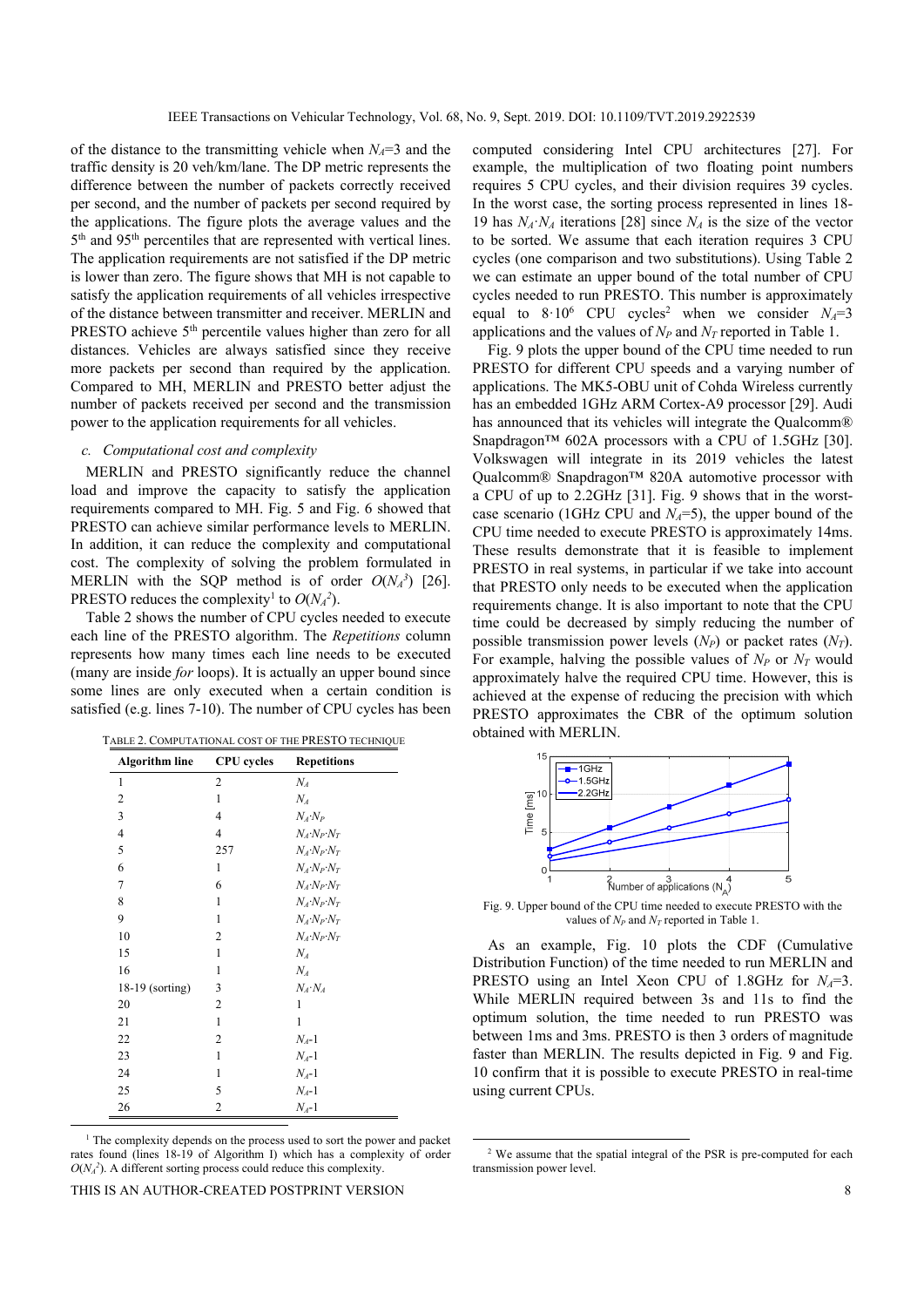of the distance to the transmitting vehicle when $N_A$=3 and the traffic density is 20 veh/km/lane. The DP metric represents the difference between the number of packets correctly received per second, and the number of packets per second required by the applications. The figure plots the average values and the 5th and 95th percentiles that are represented with vertical lines. The application requirements are not satisfied if the DP metric is lower than zero. The figure shows that MH is not capable to satisfy the application requirements of all vehicles irrespective of the distance between transmitter and receiver. MERLIN and PRESTO achieve 5th percentile values higher than zero for all distances. Vehicles are always satisfied since they receive more packets per second than required by the application. Compared to MH, MERLIN and PRESTO better adjust the number of packets received per second and the transmission power to the application requirements for all vehicles.

*c. Computational cost and complexity*

MERLIN and PRESTO significantly reduce the channel load and improve the capacity to satisfy the application requirements compared to MH. Fig. 5 and Fig. 6 showed that PRESTO can achieve similar performance levels to MERLIN. In addition, it can reduce the complexity and computational cost. The complexity of solving the problem formulated in MERLIN with the SQP method is of order $O(N_A^3)$ [26]. PRESTO reduces the complexity[1] to $O(N_A^2)$.

Table 2 shows the number of CPU cycles needed to execute each line of the PRESTO algorithm. The *Repetitions* column represents how many times each line needs to be executed (many are inside *for* loops). It is actually an upper bound since some lines are only executed when a certain condition is satisfied (e.g. lines 7-10). The number of CPU cycles has been computed considering Intel CPU architectures [27]. For example, the multiplication of two floating point numbers requires 5 CPU cycles, and their division requires 39 cycles. In the worst case, the sorting process represented in lines 18-19 has $N_A \cdot N_A$ iterations [28] since $N_A$ is the size of the vector to be sorted. We assume that each iteration requires 3 CPU cycles (one comparison and two substitutions). Using Table 2 we can estimate an upper bound of the total number of CPU cycles needed to run PRESTO. This number is approximately equal to $8 \cdot 10^6$ CPU cycles[2] when we consider $N_A$=3 applications and the values of $N_P$ and $N_T$ reported in Table 1.

TABLE 2. COMPUTATIONAL COST OF THE PRESTO TECHNIQUE

| Algorithm line | CPU cycles | Repetitions |
|---|---|---|
| 1 | 2 | $N_A$ |
| 2 | 1 | $N_A$ |
| 3 | 4 | $N_A \cdot N_P$ |
| 4 | 4 | $N_A \cdot N_P \cdot N_T$ |
| 5 | 257 | $N_A \cdot N_P \cdot N_T$ |
| 6 | 1 | $N_A \cdot N_P \cdot N_T$ |
| 7 | 6 | $N_A \cdot N_P \cdot N_T$ |
| 8 | 1 | $N_A \cdot N_P \cdot N_T$ |
| 9 | 1 | $N_A \cdot N_P \cdot N_T$ |
| 10 | 2 | $N_A \cdot N_P \cdot N_T$ |
| 15 | 1 | $N_A$ |
| 16 | 1 | $N_A$ |
| 18-19 (sorting) | 3 | $N_A \cdot N_A$ |
| 20 | 2 | 1 |
| 21 | 1 | 1 |
| 22 | 2 | $N_A$-1 |
| 23 | 1 | $N_A$-1 |
| 24 | 1 | $N_A$-1 |
| 25 | 5 | $N_A$-1 |
| 26 | 2 | $N_A$-1 |

Fig. 9 plots the upper bound of the CPU time needed to run PRESTO for different CPU speeds and a varying number of applications. The MK5-OBU unit of Cohda Wireless currently has an embedded 1GHz ARM Cortex-A9 processor [29]. Audi has announced that its vehicles will integrate the Qualcomm® Snapdragon™ 602A processors with a CPU of 1.5GHz [30]. Volkswagen will integrate in its 2019 vehicles the latest Qualcomm® Snapdragon™ 820A automotive processor with a CPU of up to 2.2GHz [31]. Fig. 9 shows that in the worst-case scenario (1GHz CPU and $N_A$=5), the upper bound of the CPU time needed to execute PRESTO is approximately 14ms. These results demonstrate that it is feasible to implement PRESTO in real systems, in particular if we take into account that PRESTO only needs to be executed when the application requirements change. It is also important to note that the CPU time could be decreased by simply reducing the number of possible transmission power levels ($N_P$) or packet rates ($N_T$). For example, halving the possible values of $N_P$ or $N_T$ would approximately halve the required CPU time. However, this is achieved at the expense of reducing the precision with which PRESTO approximates the CBR of the optimum solution obtained with MERLIN.

Fig. 9. Upper bound of the CPU time needed to execute PRESTO with the values of $N_P$ and $N_T$ reported in Table 1.

As an example, Fig. 10 plots the CDF (Cumulative Distribution Function) of the time needed to run MERLIN and PRESTO using an Intel Xeon CPU of 1.8GHz for $N_A$=3. While MERLIN required between 3s and 11s to find the optimum solution, the time needed to run PRESTO was between 1ms and 3ms. PRESTO is then 3 orders of magnitude faster than MERLIN. The results depicted in Fig. 9 and Fig. 10 confirm that it is possible to execute PRESTO in real-time using current CPUs.

[1] The complexity depends on the process used to sort the power and packet rates found (lines 18-19 of Algorithm I) which has a complexity of order $O(N_A^2)$. A different sorting process could reduce this complexity.

[2] We assume that the spatial integral of the PSR is pre-computed for each transmission power level.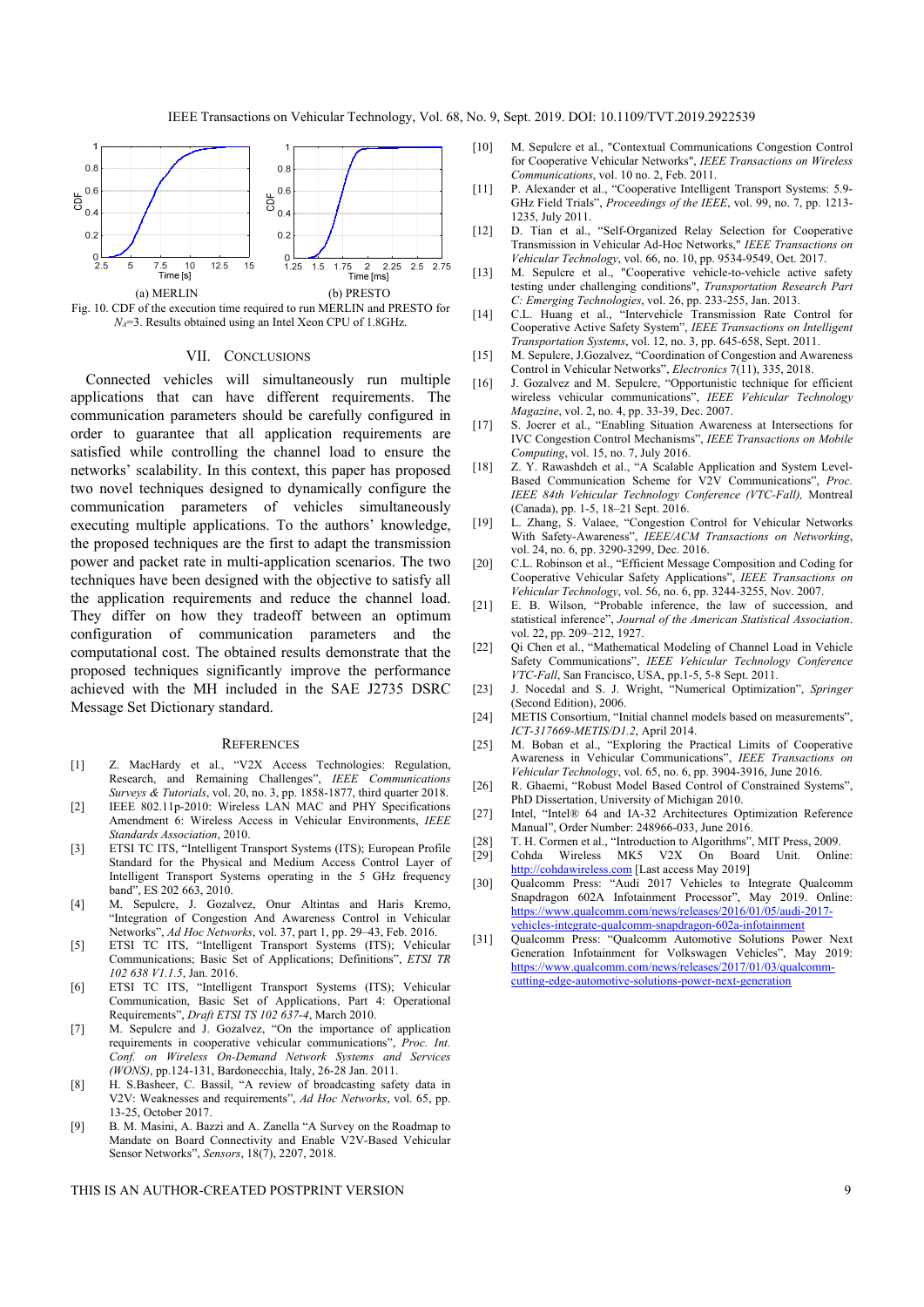1
0.8
0.6
0.4
0.2
0
CDF
2.5 5 7.5 10 12.5 15
Time [s]

(a) MERLIN

1
0.8
0.6
0.4
0.2
0
CDF
1.25 1.5 1.75 2 2.25 2.5 2.75
Time [ms]

(b) PRESTO

Fig. 10. CDF of the execution time required to run MERLIN and PRESTO for $N_A$=3. Results obtained using an Intel Xeon CPU of 1.8GHz.

## VII. Conclusions

Connected vehicles will simultaneously run multiple applications that can have different requirements. The communication parameters should be carefully configured in order to guarantee that all application requirements are satisfied while controlling the channel load to ensure the networks' scalability. In this context, this paper has proposed two novel techniques designed to dynamically configure the communication parameters of vehicles simultaneously executing multiple applications. To the authors' knowledge, the proposed techniques are the first to adapt the transmission power and packet rate in multi-application scenarios. The two techniques have been designed with the objective to satisfy all the application requirements and reduce the channel load. They differ on how they tradeoff between an optimum configuration of communication parameters and the computational cost. The obtained results demonstrate that the proposed techniques significantly improve the performance achieved with the MH included in the SAE J2735 DSRC Message Set Dictionary standard.

## References

[1] Z. MacHardy et al., "V2X Access Technologies: Regulation, Research, and Remaining Challenges", *IEEE Communications Surveys & Tutorials*, vol. 20, no. 3, pp. 1858-1877, third quarter 2018.

[2] IEEE 802.11p-2010: Wireless LAN MAC and PHY Specifications Amendment 6: Wireless Access in Vehicular Environments, *IEEE Standards Association*, 2010.

[3] ETSI TC ITS, "Intelligent Transport Systems (ITS); European Profile Standard for the Physical and Medium Access Control Layer of Intelligent Transport Systems operating in the 5 GHz frequency band", ES 202 663, 2010.

[4] M. Sepulcre, J. Gozalvez, Onur Altintas and Haris Kremo, "Integration of Congestion And Awareness Control in Vehicular Networks", *Ad Hoc Networks*, vol. 37, part 1, pp. 29–43, Feb. 2016.

[5] ETSI TC ITS, "Intelligent Transport Systems (ITS); Vehicular Communications; Basic Set of Applications; Definitions", *ETSI TR 102 638 V1.1.5*, Jan. 2016.

[6] ETSI TC ITS, "Intelligent Transport Systems (ITS); Vehicular Communication, Basic Set of Applications, Part 4: Operational Requirements", *Draft ETSI TS 102 637-4*, March 2010.

[7] M. Sepulcre and J. Gozalvez, "On the importance of application requirements in cooperative vehicular communications", *Proc. Int. Conf. on Wireless On-Demand Network Systems and Services (WONS)*, pp.124-131, Bardonecchia, Italy, 26-28 Jan. 2011.

[8] H. S.Basheer, C. Bassil, "A review of broadcasting safety data in V2V: Weaknesses and requirements", *Ad Hoc Networks*, vol. 65, pp. 13-25, October 2017.

[9] B. M. Masini, A. Bazzi and A. Zanella "A Survey on the Roadmap to Mandate on Board Connectivity and Enable V2V-Based Vehicular Sensor Networks", *Sensors*, 18(7), 2207, 2018.

[10] M. Sepulcre et al., "Contextual Communications Congestion Control for Cooperative Vehicular Networks", *IEEE Transactions on Wireless Communications*, vol. 10 no. 2, Feb. 2011.

[11] P. Alexander et al., "Cooperative Intelligent Transport Systems: 5.9-GHz Field Trials", *Proceedings of the IEEE*, vol. 99, no. 7, pp. 1213-1235, July 2011.

[12] D. Tian et al., "Self-Organized Relay Selection for Cooperative Transmission in Vehicular Ad-Hoc Networks," *IEEE Transactions on Vehicular Technology*, vol. 66, no. 10, pp. 9534-9549, Oct. 2017.

[13] M. Sepulcre et al., "Cooperative vehicle-to-vehicle active safety testing under challenging conditions", *Transportation Research Part C: Emerging Technologies*, vol. 26, pp. 233-255, Jan. 2013.

[14] C.L. Huang et al., "Intervehicle Transmission Rate Control for Cooperative Active Safety System", *IEEE Transactions on Intelligent Transportation Systems*, vol. 12, no. 3, pp. 645-658, Sept. 2011.

[15] M. Sepulcre, J.Gozalvez, "Coordination of Congestion and Awareness Control in Vehicular Networks", *Electronics* 7(11), 335, 2018.

[16] J. Gozalvez and M. Sepulcre, "Opportunistic technique for efficient wireless vehicular communications", *IEEE Vehicular Technology Magazine*, vol. 2, no. 4, pp. 33-39, Dec. 2007.

[17] S. Joerer et al., "Enabling Situation Awareness at Intersections for IVC Congestion Control Mechanisms", *IEEE Transactions on Mobile Computing*, vol. 15, no. 7, July 2016.

[18] Z. Y. Rawashdeh et al., "A Scalable Application and System Level-Based Communication Scheme for V2V Communications", *Proc. IEEE 84th Vehicular Technology Conference (VTC-Fall)*, Montreal (Canada), pp. 1-5, 18–21 Sept. 2016.

[19] L. Zhang, S. Valaee, "Congestion Control for Vehicular Networks With Safety-Awareness", *IEEE/ACM Transactions on Networking*, vol. 24, no. 6, pp. 3290-3299, Dec. 2016.

[20] C.L. Robinson et al., "Efficient Message Composition and Coding for Cooperative Vehicular Safety Applications", *IEEE Transactions on Vehicular Technology*, vol. 56, no. 6, pp. 3244-3255, Nov. 2007.

[21] E. B. Wilson, "Probable inference, the law of succession, and statistical inference", *Journal of the American Statistical Association*. vol. 22, pp. 209–212, 1927.

[22] Qi Chen et al., "Mathematical Modeling of Channel Load in Vehicle Safety Communications", *IEEE Vehicular Technology Conference VTC-Fall*, San Francisco, USA, pp.1-5, 5-8 Sept. 2011.

[23] J. Nocedal and S. J. Wright, "Numerical Optimization", *Springer* (Second Edition), 2006.

[24] METIS Consortium, "Initial channel models based on measurements", *ICT-317669-METIS/D1.2*, April 2014.

[25] M. Boban et al., "Exploring the Practical Limits of Cooperative Awareness in Vehicular Communications", *IEEE Transactions on Vehicular Technology*, vol. 65, no. 6, pp. 3904-3916, June 2016.

[26] R. Ghaemi, "Robust Model Based Control of Constrained Systems", PhD Dissertation, University of Michigan 2010.

[27] Intel, "Intel® 64 and IA-32 Architectures Optimization Reference Manual", Order Number: 248966-033, June 2016.

[28] T. H. Cormen et al., "Introduction to Algorithms", MIT Press, 2009.

[29] Cohda Wireless MK5 V2X On Board Unit. Online: http://cohdawireless.com [Last access May 2019]

[30] Qualcomm Press: "Audi 2017 Vehicles to Integrate Qualcomm Snapdragon 602A Infotainment Processor", May 2019. Online: https://www.qualcomm.com/news/releases/2016/01/05/audi-2017-vehicles-integrate-qualcomm-snapdragon-602a-infotainment

[31] Qualcomm Press: "Qualcomm Automotive Solutions Power Next Generation Infotainment for Volkswagen Vehicles", May 2019: https://www.qualcomm.com/news/releases/2017/01/03/qualcomm-cutting-edge-automotive-solutions-power-next-generation